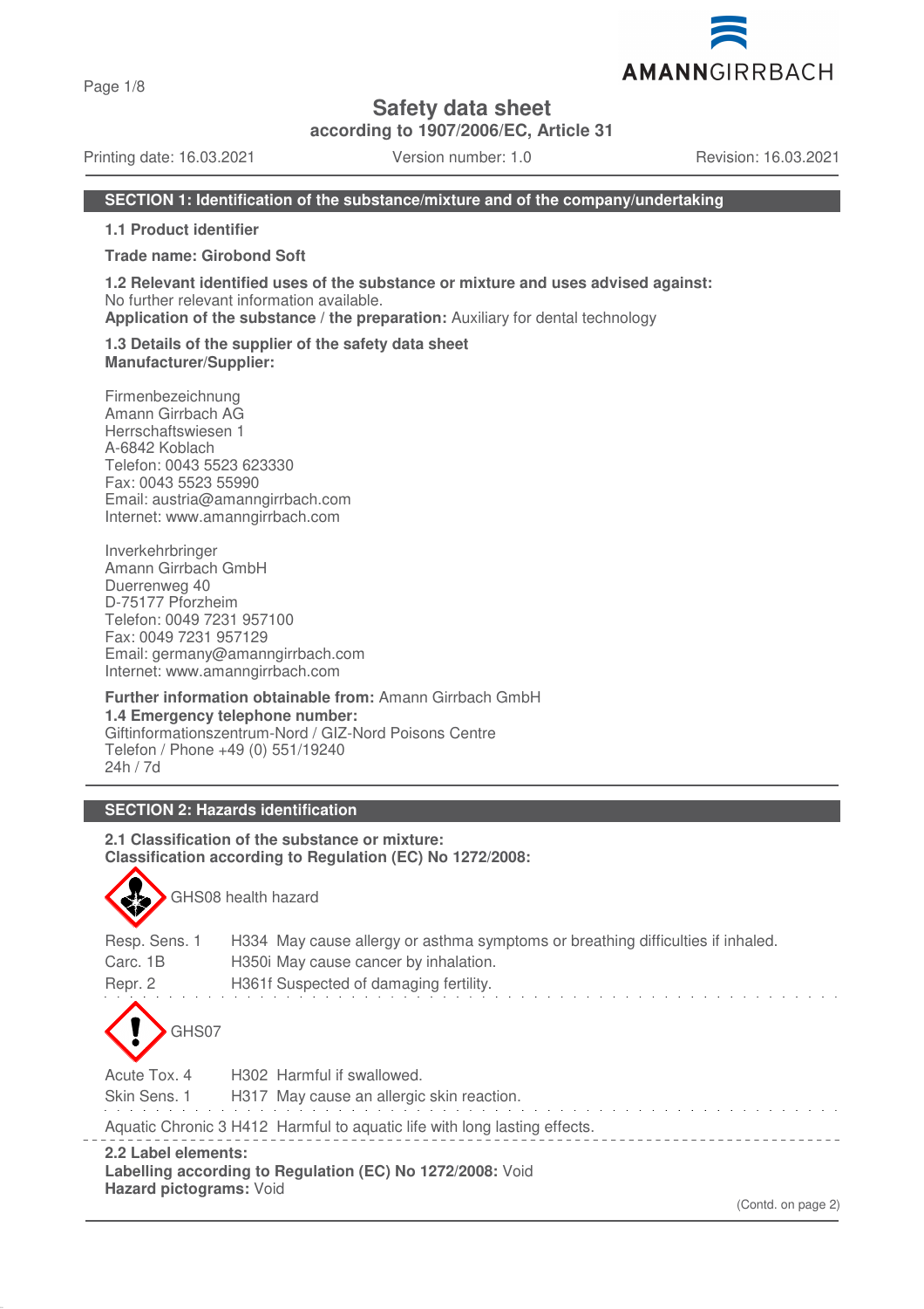# Safety data sheet

**according to 1907/2006/EC, Article 31**

Printing date: 16.03.2021 Version number: 1.0 Revision: 16.03.2021

## SECTION 1: Identification of the substance/mixture and of the company/undertaking

**1.1 Product identifier**

**Trade name: Girobond Soft**

**1.2 Relevant identified uses of the substance or mixture and uses advised against:**
No further relevant information available.
**Application of the substance / the preparation:** Auxiliary for dental technology

**1.3 Details of the supplier of the safety data sheet**
**Manufacturer/Supplier:**

Firmenbezeichnung
Amann Girrbach AG
Herrschaftswiesen 1
A-6842 Koblach
Telefon: 0043 5523 623330
Fax: 0043 5523 55990
Email: austria@amanngirrbach.com
Internet: www.amanngirrbach.com

Inverkehrbringer
Amann Girrbach GmbH
Duerrenweg 40
D-75177 Pforzheim
Telefon: 0049 7231 957100
Fax: 0049 7231 957129
Email: germany@amanngirrbach.com
Internet: www.amanngirrbach.com

**Further information obtainable from:** Amann Girrbach GmbH
**1.4 Emergency telephone number:**
Giftinformationszentrum-Nord / GIZ-Nord Poisons Centre
Telefon / Phone +49 (0) 551/19240
24h / 7d

## SECTION 2: Hazards identification

**2.1 Classification of the substance or mixture:**
**Classification according to Regulation (EC) No 1272/2008:**

GHS08 health hazard

Resp. Sens. 1 H334 May cause allergy or asthma symptoms or breathing difficulties if inhaled.
Carc. 1B H350i May cause cancer by inhalation.
Repr. 2 H361f Suspected of damaging fertility.

GHS07

Acute Tox. 4 H302 Harmful if swallowed.
Skin Sens. 1 H317 May cause an allergic skin reaction.

Aquatic Chronic 3 H412 Harmful to aquatic life with long lasting effects.

**2.2 Label elements:**
**Labelling according to Regulation (EC) No 1272/2008:** Void
**Hazard pictograms:** Void

(Contd. on page 2)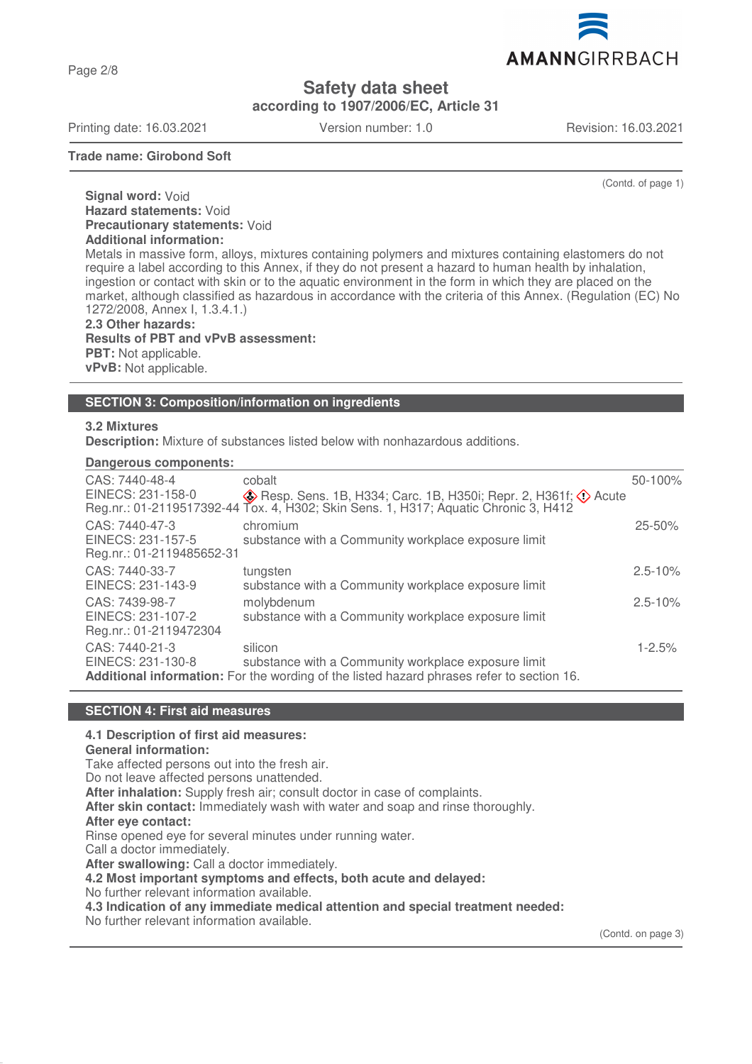**Trade name: Girobond Soft**

(Contd. of page 1)

**Signal word:** Void
**Hazard statements:** Void
**Precautionary statements:** Void
**Additional information:**
Metals in massive form, alloys, mixtures containing polymers and mixtures containing elastomers do not require a label according to this Annex, if they do not present a hazard to human health by inhalation, ingestion or contact with skin or to the aquatic environment in the form in which they are placed on the market, although classified as hazardous in accordance with the criteria of this Annex. (Regulation (EC) No 1272/2008, Annex I, 1.3.4.1.)

**2.3 Other hazards:**
**Results of PBT and vPvB assessment:**
**PBT:** Not applicable.
**vPvB:** Not applicable.

## SECTION 3: Composition/information on ingredients

**3.2 Mixtures**
**Description:** Mixture of substances listed below with nonhazardous additions.

**Dangerous components:**

| Identifiers | Substance / Classification | Concentration |
|---|---|---|
| CAS: 7440-48-4<br>EINECS: 231-158-0<br>Reg.nr.: 01-2119517392-44 | cobalt<br>Resp. Sens. 1B, H334; Carc. 1B, H350i; Repr. 2, H361f; Acute Tox. 4, H302; Skin Sens. 1, H317; Aquatic Chronic 3, H412 | 50-100% |
| CAS: 7440-47-3<br>EINECS: 231-157-5<br>Reg.nr.: 01-2119485652-31 | chromium<br>substance with a Community workplace exposure limit | 25-50% |
| CAS: 7440-33-7<br>EINECS: 231-143-9 | tungsten<br>substance with a Community workplace exposure limit | 2.5-10% |
| CAS: 7439-98-7<br>EINECS: 231-107-2<br>Reg.nr.: 01-2119472304 | molybdenum<br>substance with a Community workplace exposure limit | 2.5-10% |
| CAS: 7440-21-3<br>EINECS: 231-130-8 | silicon<br>substance with a Community workplace exposure limit | 1-2.5% |

**Additional information:** For the wording of the listed hazard phrases refer to section 16.

## SECTION 4: First aid measures

**4.1 Description of first aid measures:**
**General information:**
Take affected persons out into the fresh air.
Do not leave affected persons unattended.
**After inhalation:** Supply fresh air; consult doctor in case of complaints.
**After skin contact:** Immediately wash with water and soap and rinse thoroughly.
**After eye contact:**
Rinse opened eye for several minutes under running water.
Call a doctor immediately.
**After swallowing:** Call a doctor immediately.
**4.2 Most important symptoms and effects, both acute and delayed:**
No further relevant information available.
**4.3 Indication of any immediate medical attention and special treatment needed:**
No further relevant information available.

(Contd. on page 3)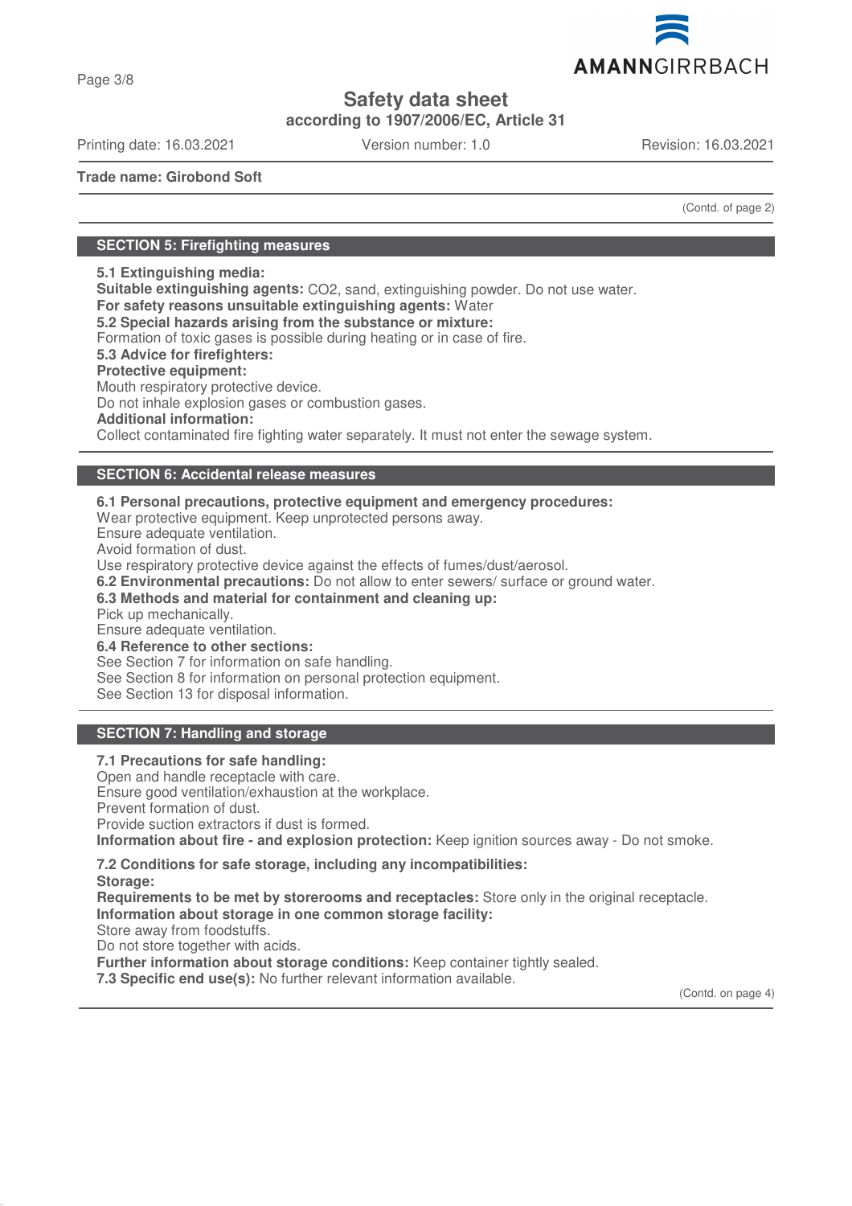Trade name: Girobond Soft

(Contd. of page 2)

## SECTION 5: Firefighting measures

**5.1 Extinguishing media:**
**Suitable extinguishing agents:** $CO_2$, sand, extinguishing powder. Do not use water.
**For safety reasons unsuitable extinguishing agents:** Water
**5.2 Special hazards arising from the substance or mixture:**
Formation of toxic gases is possible during heating or in case of fire.
**5.3 Advice for firefighters:**
**Protective equipment:**
Mouth respiratory protective device.
Do not inhale explosion gases or combustion gases.
**Additional information:**
Collect contaminated fire fighting water separately. It must not enter the sewage system.

## SECTION 6: Accidental release measures

**6.1 Personal precautions, protective equipment and emergency procedures:**
Wear protective equipment. Keep unprotected persons away.
Ensure adequate ventilation.
Avoid formation of dust.
Use respiratory protective device against the effects of fumes/dust/aerosol.
**6.2 Environmental precautions:** Do not allow to enter sewers/ surface or ground water.
**6.3 Methods and material for containment and cleaning up:**
Pick up mechanically.
Ensure adequate ventilation.
**6.4 Reference to other sections:**
See Section 7 for information on safe handling.
See Section 8 for information on personal protection equipment.
See Section 13 for disposal information.

## SECTION 7: Handling and storage

**7.1 Precautions for safe handling:**
Open and handle receptacle with care.
Ensure good ventilation/exhaustion at the workplace.
Prevent formation of dust.
Provide suction extractors if dust is formed.
**Information about fire - and explosion protection:** Keep ignition sources away - Do not smoke.

**7.2 Conditions for safe storage, including any incompatibilities:**
**Storage:**
**Requirements to be met by storerooms and receptacles:** Store only in the original receptacle.
**Information about storage in one common storage facility:**
Store away from foodstuffs.
Do not store together with acids.
**Further information about storage conditions:** Keep container tightly sealed.
**7.3 Specific end use(s):** No further relevant information available.

(Contd. on page 4)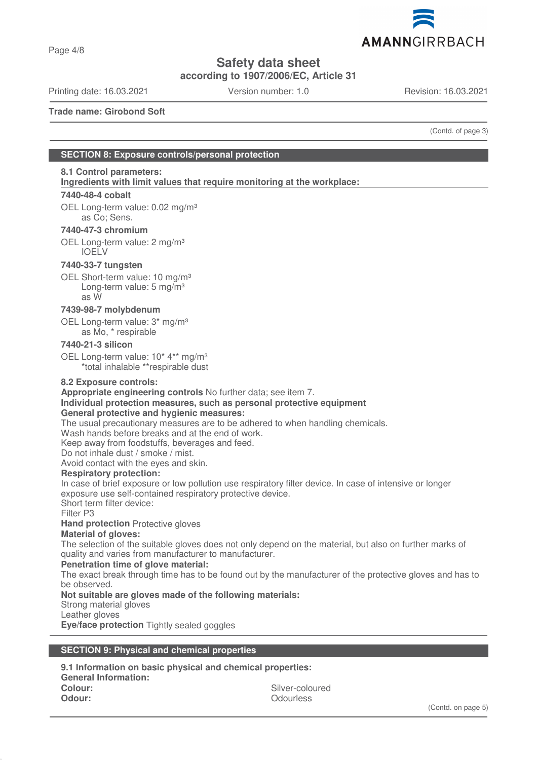**Trade name: Girobond Soft**

(Contd. of page 3)

## SECTION 8: Exposure controls/personal protection

**8.1 Control parameters:**
**Ingredients with limit values that require monitoring at the workplace:**

**7440-48-4 cobalt**

OEL Long-term value: 0.02 mg/m³
as Co; Sens.

**7440-47-3 chromium**

OEL Long-term value: 2 mg/m³
IOELV

**7440-33-7 tungsten**

OEL Short-term value: 10 mg/m³
Long-term value: 5 mg/m³
as W

**7439-98-7 molybdenum**

OEL Long-term value: 3* mg/m³
as Mo, * respirable

**7440-21-3 silicon**

OEL Long-term value: 10* 4** mg/m³
*total inhalable **respirable dust

**8.2 Exposure controls:**
**Appropriate engineering controls** No further data; see item 7.
**Individual protection measures, such as personal protective equipment**
**General protective and hygienic measures:**
The usual precautionary measures are to be adhered to when handling chemicals.
Wash hands before breaks and at the end of work.
Keep away from foodstuffs, beverages and feed.
Do not inhale dust / smoke / mist.
Avoid contact with the eyes and skin.
**Respiratory protection:**
In case of brief exposure or low pollution use respiratory filter device. In case of intensive or longer exposure use self-contained respiratory protective device.
Short term filter device:
Filter P3
**Hand protection** Protective gloves
**Material of gloves:**
The selection of the suitable gloves does not only depend on the material, but also on further marks of quality and varies from manufacturer to manufacturer.
**Penetration time of glove material:**
The exact break through time has to be found out by the manufacturer of the protective gloves and has to be observed.
**Not suitable are gloves made of the following materials:**
Strong material gloves
Leather gloves
**Eye/face protection** Tightly sealed goggles

## SECTION 9: Physical and chemical properties

**9.1 Information on basic physical and chemical properties:**
**General Information:**

| | |
|---|---|
| **Colour:** | Silver-coloured |
| **Odour:** | Odourless |

(Contd. on page 5)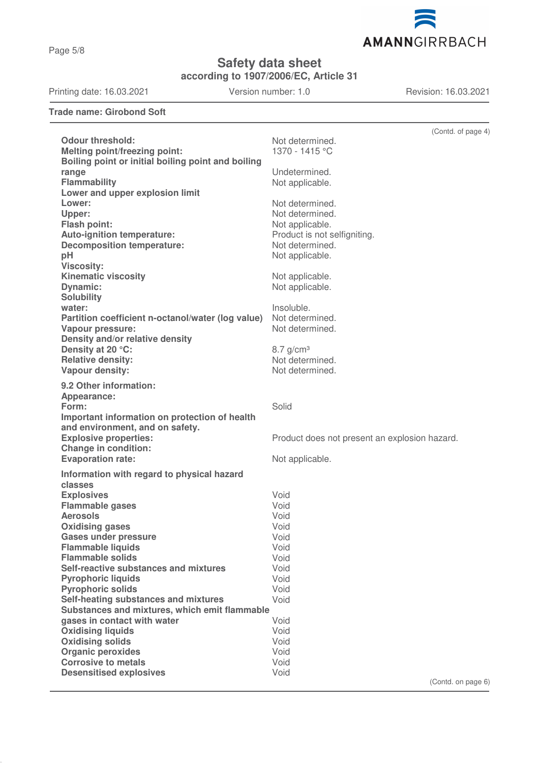(Contd. of page 4)

| | |
|---|---|
| **Odour threshold:** | Not determined. |
| **Melting point/freezing point:** | 1370 - 1415 °C |
| **Boiling point or initial boiling point and boiling range** | Undetermined. |
| **Flammability** | Not applicable. |
| **Lower and upper explosion limit** | |
| **Lower:** | Not determined. |
| **Upper:** | Not determined. |
| **Flash point:** | Not applicable. |
| **Auto-ignition temperature:** | Product is not selfigniting. |
| **Decomposition temperature:** | Not determined. |
| **pH** | Not applicable. |
| **Viscosity:** | |
| **Kinematic viscosity** | Not applicable. |
| **Dynamic:** | Not applicable. |
| **Solubility** | |
| **water:** | Insoluble. |
| **Partition coefficient n-octanol/water (log value)** | Not determined. |
| **Vapour pressure:** | Not determined. |
| **Density and/or relative density** | |
| **Density at 20 °C:** | 8.7 g/cm³ |
| **Relative density:** | Not determined. |
| **Vapour density:** | Not determined. |

**9.2 Other information:**

| | |
|---|---|
| **Appearance:** | |
| **Form:** | Solid |
| **Important information on protection of health and environment, and on safety.** | |
| **Explosive properties:** | Product does not present an explosion hazard. |
| **Change in condition:** | |
| **Evaporation rate:** | Not applicable. |

**Information with regard to physical hazard classes**

| | |
|---|---|
| **Explosives** | Void |
| **Flammable gases** | Void |
| **Aerosols** | Void |
| **Oxidising gases** | Void |
| **Gases under pressure** | Void |
| **Flammable liquids** | Void |
| **Flammable solids** | Void |
| **Self-reactive substances and mixtures** | Void |
| **Pyrophoric liquids** | Void |
| **Pyrophoric solids** | Void |
| **Self-heating substances and mixtures** | Void |
| **Substances and mixtures, which emit flammable gases in contact with water** | Void |
| **Oxidising liquids** | Void |
| **Oxidising solids** | Void |
| **Organic peroxides** | Void |
| **Corrosive to metals** | Void |
| **Desensitised explosives** | Void |

(Contd. on page 6)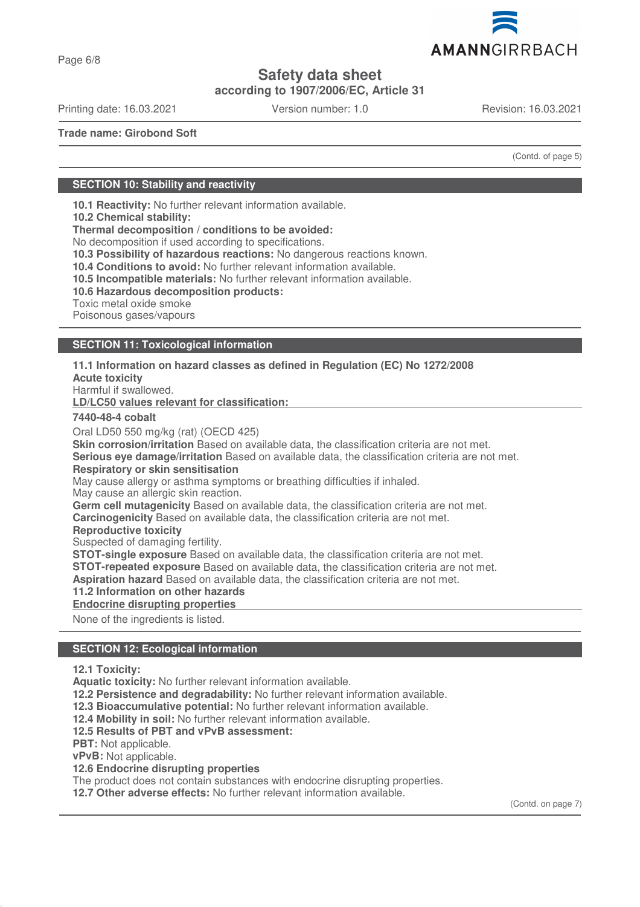**Trade name: Girobond Soft**

(Contd. of page 5)

## SECTION 10: Stability and reactivity

**10.1 Reactivity:** No further relevant information available.
**10.2 Chemical stability:**
**Thermal decomposition / conditions to be avoided:**
No decomposition if used according to specifications.
**10.3 Possibility of hazardous reactions:** No dangerous reactions known.
**10.4 Conditions to avoid:** No further relevant information available.
**10.5 Incompatible materials:** No further relevant information available.
**10.6 Hazardous decomposition products:**
Toxic metal oxide smoke
Poisonous gases/vapours

## SECTION 11: Toxicological information

**11.1 Information on hazard classes as defined in Regulation (EC) No 1272/2008**
**Acute toxicity**
Harmful if swallowed.
**LD/LC50 values relevant for classification:**

**7440-48-4 cobalt**

Oral LD50 550 mg/kg (rat) (OECD 425)
**Skin corrosion/irritation** Based on available data, the classification criteria are not met.
**Serious eye damage/irritation** Based on available data, the classification criteria are not met.
**Respiratory or skin sensitisation**
May cause allergy or asthma symptoms or breathing difficulties if inhaled.
May cause an allergic skin reaction.
**Germ cell mutagenicity** Based on available data, the classification criteria are not met.
**Carcinogenicity** Based on available data, the classification criteria are not met.
**Reproductive toxicity**
Suspected of damaging fertility.
**STOT-single exposure** Based on available data, the classification criteria are not met.
**STOT-repeated exposure** Based on available data, the classification criteria are not met.
**Aspiration hazard** Based on available data, the classification criteria are not met.
**11.2 Information on other hazards**
**Endocrine disrupting properties**

None of the ingredients is listed.

## SECTION 12: Ecological information

**12.1 Toxicity:**
**Aquatic toxicity:** No further relevant information available.
**12.2 Persistence and degradability:** No further relevant information available.
**12.3 Bioaccumulative potential:** No further relevant information available.
**12.4 Mobility in soil:** No further relevant information available.
**12.5 Results of PBT and vPvB assessment:**
**PBT:** Not applicable.
**vPvB:** Not applicable.
**12.6 Endocrine disrupting properties**
The product does not contain substances with endocrine disrupting properties.
**12.7 Other adverse effects:** No further relevant information available.

(Contd. on page 7)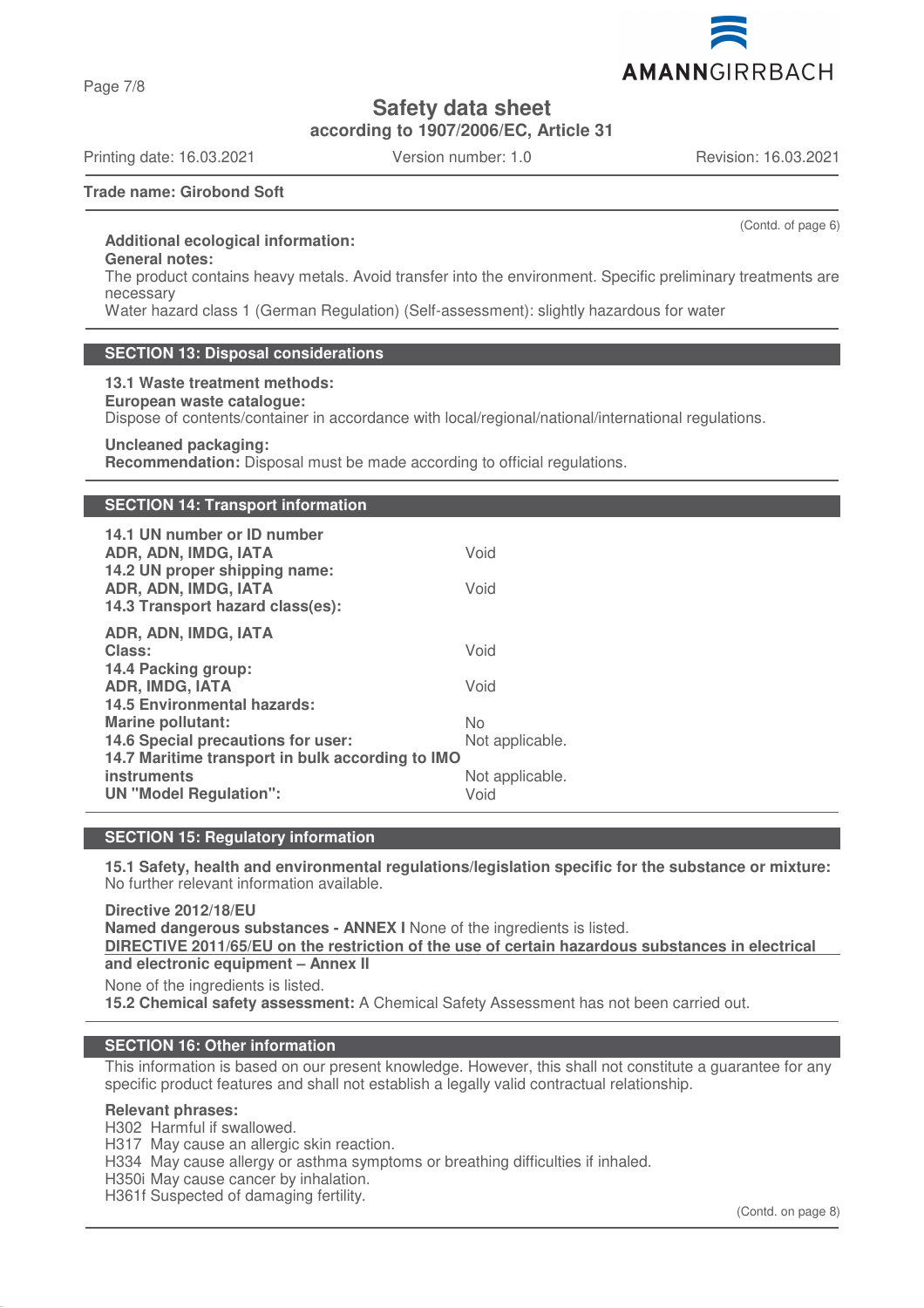**Trade name: Girobond Soft**

(Contd. of page 6)

**Additional ecological information:**

**General notes:**

The product contains heavy metals. Avoid transfer into the environment. Specific preliminary treatments are necessary

Water hazard class 1 (German Regulation) (Self-assessment): slightly hazardous for water

## SECTION 13: Disposal considerations

**13.1 Waste treatment methods:**

**European waste catalogue:**

Dispose of contents/container in accordance with local/regional/national/international regulations.

**Uncleaned packaging:**

**Recommendation:** Disposal must be made according to official regulations.

## SECTION 14: Transport information

| | |
|---|---|
| **14.1 UN number or ID number** | |
| **ADR, ADN, IMDG, IATA** | Void |
| **14.2 UN proper shipping name:** | |
| **ADR, ADN, IMDG, IATA** | Void |
| **14.3 Transport hazard class(es):** | |
| **ADR, ADN, IMDG, IATA** | |
| **Class:** | Void |
| **14.4 Packing group:** | |
| **ADR, IMDG, IATA** | Void |
| **14.5 Environmental hazards:** | |
| **Marine pollutant:** | No |
| **14.6 Special precautions for user:** | Not applicable. |
| **14.7 Maritime transport in bulk according to IMO instruments** | Not applicable. |
| **UN "Model Regulation":** | Void |

## SECTION 15: Regulatory information

**15.1 Safety, health and environmental regulations/legislation specific for the substance or mixture:**

No further relevant information available.

**Directive 2012/18/EU**

**Named dangerous substances - ANNEX I** None of the ingredients is listed.

**DIRECTIVE 2011/65/EU on the restriction of the use of certain hazardous substances in electrical and electronic equipment – Annex II**

None of the ingredients is listed.

**15.2 Chemical safety assessment:** A Chemical Safety Assessment has not been carried out.

## SECTION 16: Other information

This information is based on our present knowledge. However, this shall not constitute a guarantee for any specific product features and shall not establish a legally valid contractual relationship.

**Relevant phrases:**

H302 Harmful if swallowed.

H317 May cause an allergic skin reaction.

H334 May cause allergy or asthma symptoms or breathing difficulties if inhaled.

H350i May cause cancer by inhalation.

H361f Suspected of damaging fertility.

(Contd. on page 8)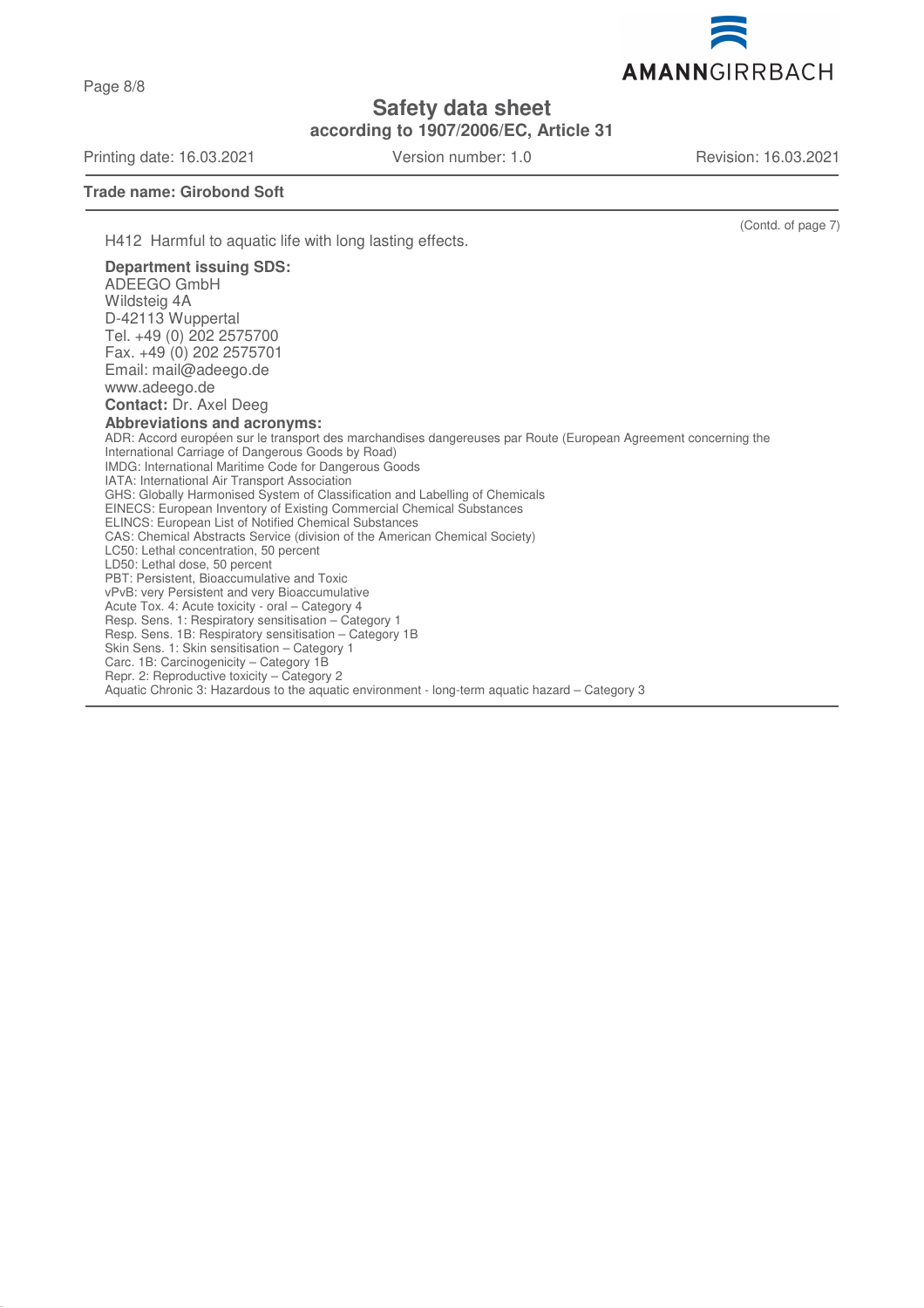(Contd. of page 7)

H412 Harmful to aquatic life with long lasting effects.

**Department issuing SDS:**
ADEEGO GmbH
Wildsteig 4A
D-42113 Wuppertal
Tel. +49 (0) 202 2575700
Fax. +49 (0) 202 2575701
Email: mail@adeego.de
www.adeego.de

**Contact:** Dr. Axel Deeg

**Abbreviations and acronyms:**
ADR: Accord européen sur le transport des marchandises dangereuses par Route (European Agreement concerning the International Carriage of Dangerous Goods by Road)
IMDG: International Maritime Code for Dangerous Goods
IATA: International Air Transport Association
GHS: Globally Harmonised System of Classification and Labelling of Chemicals
EINECS: European Inventory of Existing Commercial Chemical Substances
ELINCS: European List of Notified Chemical Substances
CAS: Chemical Abstracts Service (division of the American Chemical Society)
LC50: Lethal concentration, 50 percent
LD50: Lethal dose, 50 percent
PBT: Persistent, Bioaccumulative and Toxic
vPvB: very Persistent and very Bioaccumulative
Acute Tox. 4: Acute toxicity - oral – Category 4
Resp. Sens. 1: Respiratory sensitisation – Category 1
Resp. Sens. 1B: Respiratory sensitisation – Category 1B
Skin Sens. 1: Skin sensitisation – Category 1
Carc. 1B: Carcinogenicity – Category 1B
Repr. 2: Reproductive toxicity – Category 2
Aquatic Chronic 3: Hazardous to the aquatic environment - long-term aquatic hazard – Category 3